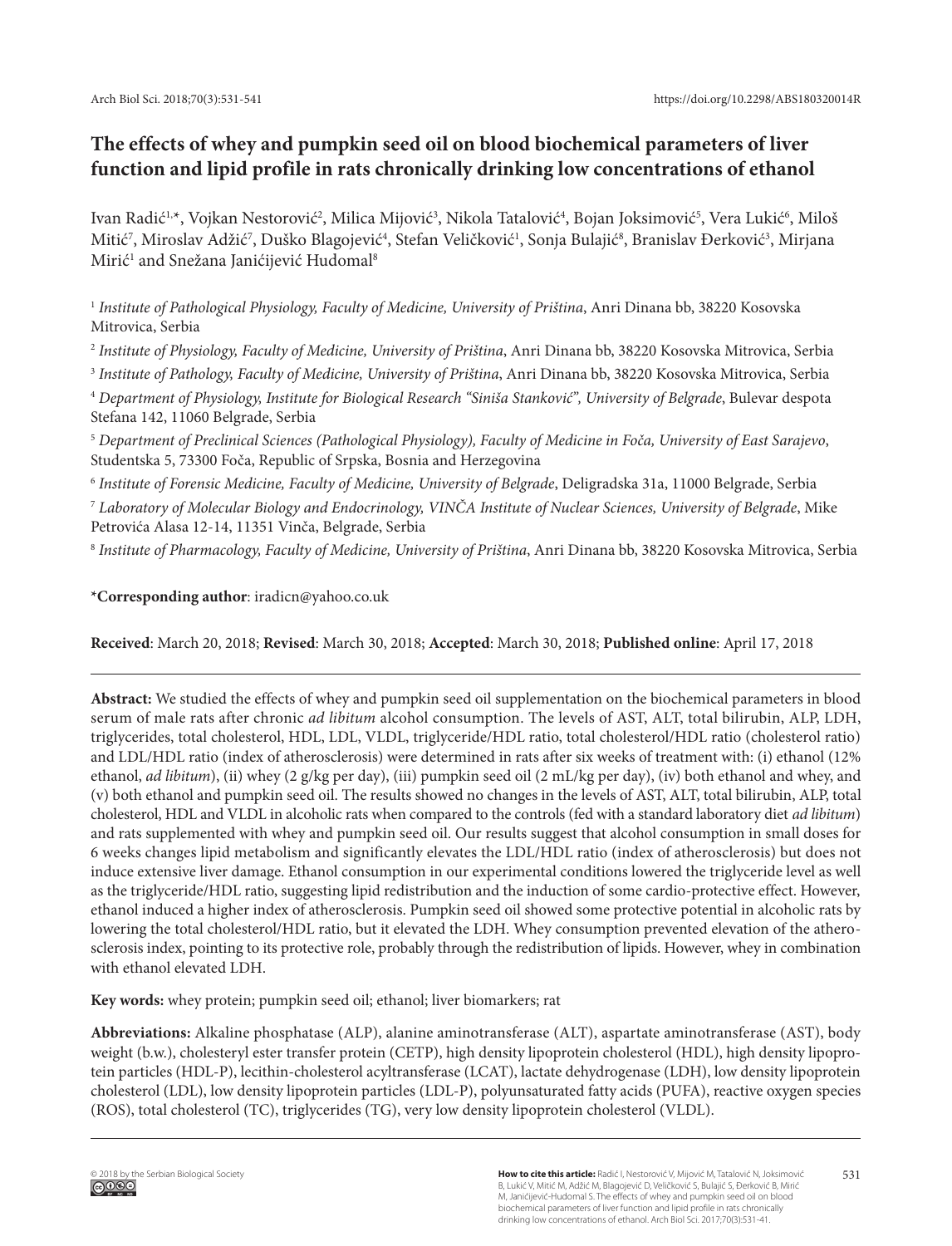# The effects of whey and pumpkin seed oil on blood biochemical parameters of liver function and lipid profile in rats chronically drinking low concentrations of ethanol

Ivan Radić[1,*], Vojkan Nestorović[2], Milica Mijović[3], Nikola Tatalović[4], Bojan Joksimović[5], Vera Lukić[6], Miloš Mitić[7], Miroslav Adžić[7], Duško Blagojević[4], Stefan Veličković[1], Sonja Bulajić[8], Branislav Đerković[3], Mirjana Mirić[1] and Snežana Janićijević Hudomal[8]

[1] *Institute of Pathological Physiology, Faculty of Medicine, University of Priština*, Anri Dinana bb, 38220 Kosovska Mitrovica, Serbia

[2] *Institute of Physiology, Faculty of Medicine, University of Priština*, Anri Dinana bb, 38220 Kosovska Mitrovica, Serbia

[3] *Institute of Pathology, Faculty of Medicine, University of Priština*, Anri Dinana bb, 38220 Kosovska Mitrovica, Serbia

[4] *Department of Physiology, Institute for Biological Research "Siniša Stanković", University of Belgrade*, Bulevar despota Stefana 142, 11060 Belgrade, Serbia

[5] *Department of Preclinical Sciences (Pathological Physiology), Faculty of Medicine in Foča, University of East Sarajevo*, Studentska 5, 73300 Foča, Republic of Srpska, Bosnia and Herzegovina

[6] *Institute of Forensic Medicine, Faculty of Medicine, University of Belgrade*, Deligradska 31a, 11000 Belgrade, Serbia

[7] *Laboratory of Molecular Biology and Endocrinology, VINČA Institute of Nuclear Sciences, University of Belgrade*, Mike Petrovića Alasa 12-14, 11351 Vinča, Belgrade, Serbia

[8] *Institute of Pharmacology, Faculty of Medicine, University of Priština*, Anri Dinana bb, 38220 Kosovska Mitrovica, Serbia

***Corresponding author**: iradicn@yahoo.co.uk

**Received**: March 20, 2018; **Revised**: March 30, 2018; **Accepted**: March 30, 2018; **Published online**: April 17, 2018

---

**Abstract:** We studied the effects of whey and pumpkin seed oil supplementation on the biochemical parameters in blood serum of male rats after chronic *ad libitum* alcohol consumption. The levels of AST, ALT, total bilirubin, ALP, LDH, triglycerides, total cholesterol, HDL, LDL, VLDL, triglyceride/HDL ratio, total cholesterol/HDL ratio (cholesterol ratio) and LDL/HDL ratio (index of atherosclerosis) were determined in rats after six weeks of treatment with: (i) ethanol (12% ethanol, *ad libitum*), (ii) whey (2 g/kg per day), (iii) pumpkin seed oil (2 mL/kg per day), (iv) both ethanol and whey, and (v) both ethanol and pumpkin seed oil. The results showed no changes in the levels of AST, ALT, total bilirubin, ALP, total cholesterol, HDL and VLDL in alcoholic rats when compared to the controls (fed with a standard laboratory diet *ad libitum*) and rats supplemented with whey and pumpkin seed oil. Our results suggest that alcohol consumption in small doses for 6 weeks changes lipid metabolism and significantly elevates the LDL/HDL ratio (index of atherosclerosis) but does not induce extensive liver damage. Ethanol consumption in our experimental conditions lowered the triglyceride level as well as the triglyceride/HDL ratio, suggesting lipid redistribution and the induction of some cardio-protective effect. However, ethanol induced a higher index of atherosclerosis. Pumpkin seed oil showed some protective potential in alcoholic rats by lowering the total cholesterol/HDL ratio, but it elevated the LDH. Whey consumption prevented elevation of the atherosclerosis index, pointing to its protective role, probably through the redistribution of lipids. However, whey in combination with ethanol elevated LDH.

**Key words:** whey protein; pumpkin seed oil; ethanol; liver biomarkers; rat

**Abbreviations:** Alkaline phosphatase (ALP), alanine aminotransferase (ALT), aspartate aminotransferase (AST), body weight (b.w.), cholesteryl ester transfer protein (CETP), high density lipoprotein cholesterol (HDL), high density lipoprotein particles (HDL-P), lecithin-cholesterol acyltransferase (LCAT), lactate dehydrogenase (LDH), low density lipoprotein cholesterol (LDL), low density lipoprotein particles (LDL-P), polyunsaturated fatty acids (PUFA), reactive oxygen species (ROS), total cholesterol (TC), triglycerides (TG), very low density lipoprotein cholesterol (VLDL).

---

© 2018 by the Serbian Biological Society

**How to cite this article:** Radić I, Nestorović V, Mijović M, Tatalović N, Joksimović B, Lukić V, Mitić M, Adžić M, Blagojević D, Veličković S, Bulajić S, Đerković B, Mirić M, Janićijević-Hudomal S. The effects of whey and pumpkin seed oil on blood biochemical parameters of liver function and lipid profile in rats chronically drinking low concentrations of ethanol. Arch Biol Sci. 2017;70(3):531-41.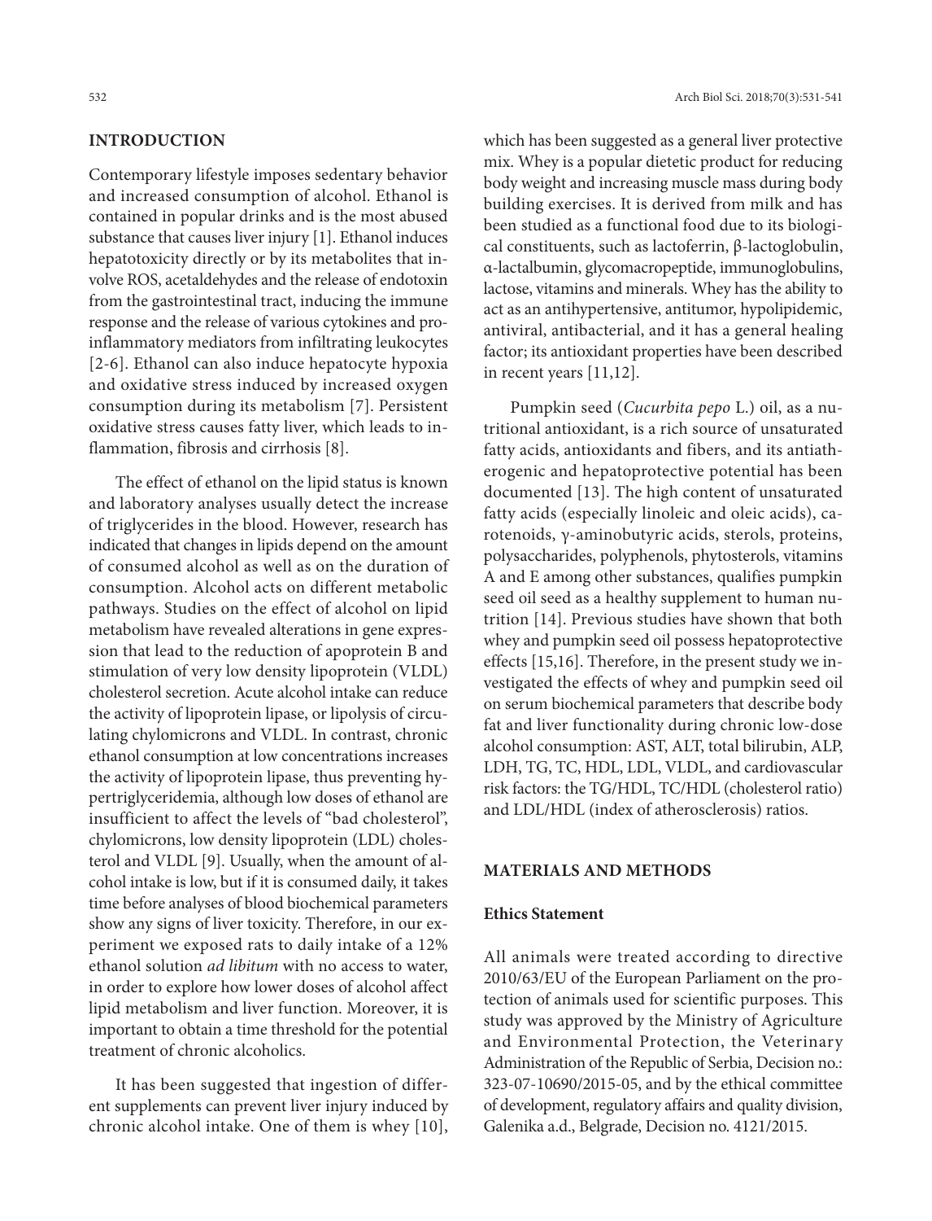## INTRODUCTION

Contemporary lifestyle imposes sedentary behavior and increased consumption of alcohol. Ethanol is contained in popular drinks and is the most abused substance that causes liver injury [1]. Ethanol induces hepatotoxicity directly or by its metabolites that involve ROS, acetaldehydes and the release of endotoxin from the gastrointestinal tract, inducing the immune response and the release of various cytokines and proinflammatory mediators from infiltrating leukocytes [2-6]. Ethanol can also induce hepatocyte hypoxia and oxidative stress induced by increased oxygen consumption during its metabolism [7]. Persistent oxidative stress causes fatty liver, which leads to inflammation, fibrosis and cirrhosis [8].

The effect of ethanol on the lipid status is known and laboratory analyses usually detect the increase of triglycerides in the blood. However, research has indicated that changes in lipids depend on the amount of consumed alcohol as well as on the duration of consumption. Alcohol acts on different metabolic pathways. Studies on the effect of alcohol on lipid metabolism have revealed alterations in gene expression that lead to the reduction of apoprotein B and stimulation of very low density lipoprotein (VLDL) cholesterol secretion. Acute alcohol intake can reduce the activity of lipoprotein lipase, or lipolysis of circulating chylomicrons and VLDL. In contrast, chronic ethanol consumption at low concentrations increases the activity of lipoprotein lipase, thus preventing hypertriglyceridemia, although low doses of ethanol are insufficient to affect the levels of "bad cholesterol", chylomicrons, low density lipoprotein (LDL) cholesterol and VLDL [9]. Usually, when the amount of alcohol intake is low, but if it is consumed daily, it takes time before analyses of blood biochemical parameters show any signs of liver toxicity. Therefore, in our experiment we exposed rats to daily intake of a 12% ethanol solution *ad libitum* with no access to water, in order to explore how lower doses of alcohol affect lipid metabolism and liver function. Moreover, it is important to obtain a time threshold for the potential treatment of chronic alcoholics.

It has been suggested that ingestion of different supplements can prevent liver injury induced by chronic alcohol intake. One of them is whey [10], which has been suggested as a general liver protective mix. Whey is a popular dietetic product for reducing body weight and increasing muscle mass during body building exercises. It is derived from milk and has been studied as a functional food due to its biological constituents, such as lactoferrin, β-lactoglobulin, α-lactalbumin, glycomacropeptide, immunoglobulins, lactose, vitamins and minerals. Whey has the ability to act as an antihypertensive, antitumor, hypolipidemic, antiviral, antibacterial, and it has a general healing factor; its antioxidant properties have been described in recent years [11,12].

Pumpkin seed (*Cucurbita pepo* L.) oil, as a nutritional antioxidant, is a rich source of unsaturated fatty acids, antioxidants and fibers, and its antiatherogenic and hepatoprotective potential has been documented [13]. The high content of unsaturated fatty acids (especially linoleic and oleic acids), carotenoids, γ-aminobutyric acids, sterols, proteins, polysaccharides, polyphenols, phytosterols, vitamins A and E among other substances, qualifies pumpkin seed oil seed as a healthy supplement to human nutrition [14]. Previous studies have shown that both whey and pumpkin seed oil possess hepatoprotective effects [15,16]. Therefore, in the present study we investigated the effects of whey and pumpkin seed oil on serum biochemical parameters that describe body fat and liver functionality during chronic low-dose alcohol consumption: AST, ALT, total bilirubin, ALP, LDH, TG, TC, HDL, LDL, VLDL, and cardiovascular risk factors: the TG/HDL, TC/HDL (cholesterol ratio) and LDL/HDL (index of atherosclerosis) ratios.

## MATERIALS AND METHODS

### Ethics Statement

All animals were treated according to directive 2010/63/EU of the European Parliament on the protection of animals used for scientific purposes. This study was approved by the Ministry of Agriculture and Environmental Protection, the Veterinary Administration of the Republic of Serbia, Decision no.: 323-07-10690/2015-05, and by the ethical committee of development, regulatory affairs and quality division, Galenika a.d., Belgrade, Decision no. 4121/2015.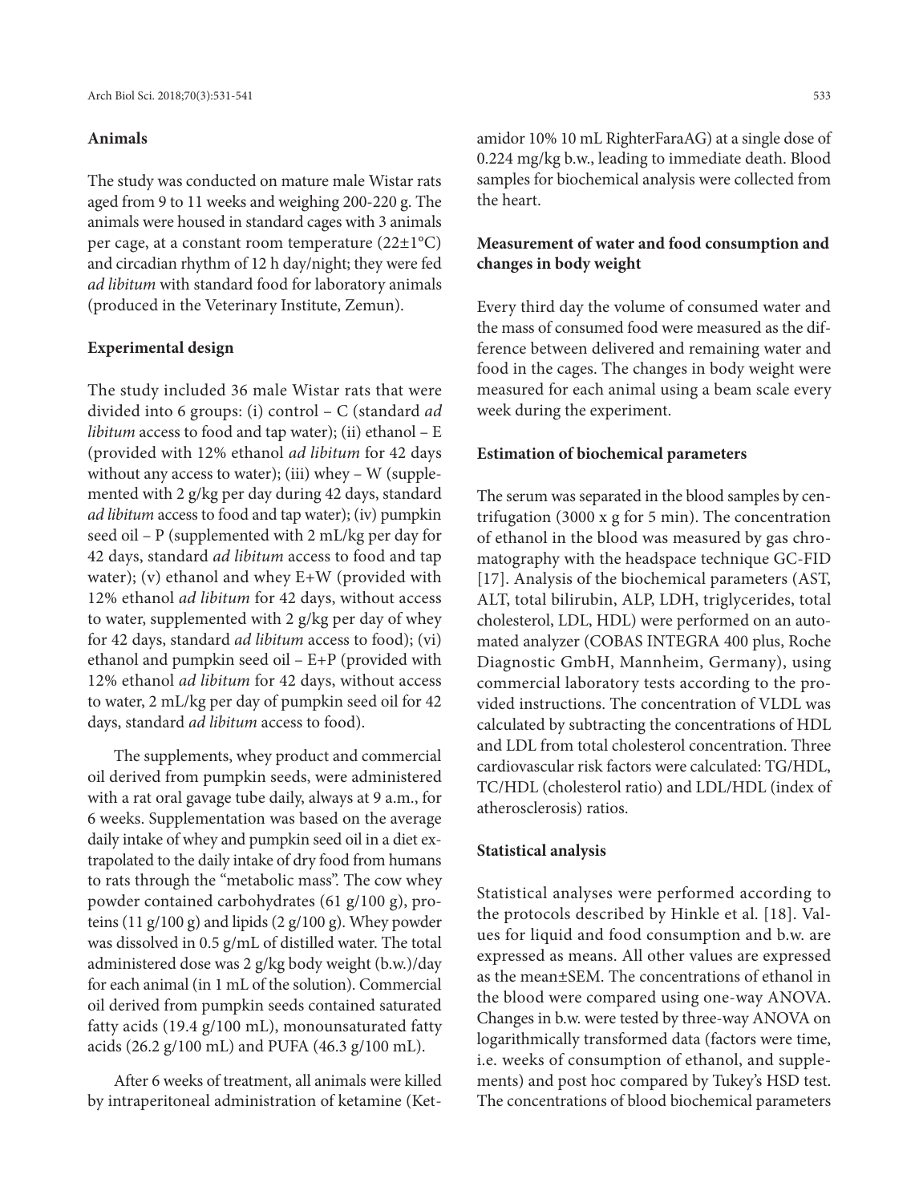## Animals

The study was conducted on mature male Wistar rats aged from 9 to 11 weeks and weighing 200-220 g. The animals were housed in standard cages with 3 animals per cage, at a constant room temperature (22±1°C) and circadian rhythm of 12 h day/night; they were fed *ad libitum* with standard food for laboratory animals (produced in the Veterinary Institute, Zemun).

## Experimental design

The study included 36 male Wistar rats that were divided into 6 groups: (i) control – C (standard *ad libitum* access to food and tap water); (ii) ethanol – E (provided with 12% ethanol *ad libitum* for 42 days without any access to water); (iii) whey – W (supplemented with 2 g/kg per day during 42 days, standard *ad libitum* access to food and tap water); (iv) pumpkin seed oil – P (supplemented with 2 mL/kg per day for 42 days, standard *ad libitum* access to food and tap water); (v) ethanol and whey E+W (provided with 12% ethanol *ad libitum* for 42 days, without access to water, supplemented with 2 g/kg per day of whey for 42 days, standard *ad libitum* access to food); (vi) ethanol and pumpkin seed oil – E+P (provided with 12% ethanol *ad libitum* for 42 days, without access to water, 2 mL/kg per day of pumpkin seed oil for 42 days, standard *ad libitum* access to food).

The supplements, whey product and commercial oil derived from pumpkin seeds, were administered with a rat oral gavage tube daily, always at 9 a.m., for 6 weeks. Supplementation was based on the average daily intake of whey and pumpkin seed oil in a diet extrapolated to the daily intake of dry food from humans to rats through the "metabolic mass". The cow whey powder contained carbohydrates (61 g/100 g), proteins (11 g/100 g) and lipids (2 g/100 g). Whey powder was dissolved in 0.5 g/mL of distilled water. The total administered dose was 2 g/kg body weight (b.w.)/day for each animal (in 1 mL of the solution). Commercial oil derived from pumpkin seeds contained saturated fatty acids (19.4 g/100 mL), monounsaturated fatty acids (26.2 g/100 mL) and PUFA (46.3 g/100 mL).

After 6 weeks of treatment, all animals were killed by intraperitoneal administration of ketamine (Ketamidor 10% 10 mL RighterFaraAG) at a single dose of 0.224 mg/kg b.w., leading to immediate death. Blood samples for biochemical analysis were collected from the heart.

## Measurement of water and food consumption and changes in body weight

Every third day the volume of consumed water and the mass of consumed food were measured as the difference between delivered and remaining water and food in the cages. The changes in body weight were measured for each animal using a beam scale every week during the experiment.

## Estimation of biochemical parameters

The serum was separated in the blood samples by centrifugation (3000 x g for 5 min). The concentration of ethanol in the blood was measured by gas chromatography with the headspace technique GC-FID [17]. Analysis of the biochemical parameters (AST, ALT, total bilirubin, ALP, LDH, triglycerides, total cholesterol, LDL, HDL) were performed on an automated analyzer (COBAS INTEGRA 400 plus, Roche Diagnostic GmbH, Mannheim, Germany), using commercial laboratory tests according to the provided instructions. The concentration of VLDL was calculated by subtracting the concentrations of HDL and LDL from total cholesterol concentration. Three cardiovascular risk factors were calculated: TG/HDL, TC/HDL (cholesterol ratio) and LDL/HDL (index of atherosclerosis) ratios.

## Statistical analysis

Statistical analyses were performed according to the protocols described by Hinkle et al. [18]. Values for liquid and food consumption and b.w. are expressed as means. All other values are expressed as the mean±SEM. The concentrations of ethanol in the blood were compared using one-way ANOVA. Changes in b.w. were tested by three-way ANOVA on logarithmically transformed data (factors were time, i.e. weeks of consumption of ethanol, and supplements) and post hoc compared by Tukey's HSD test. The concentrations of blood biochemical parameters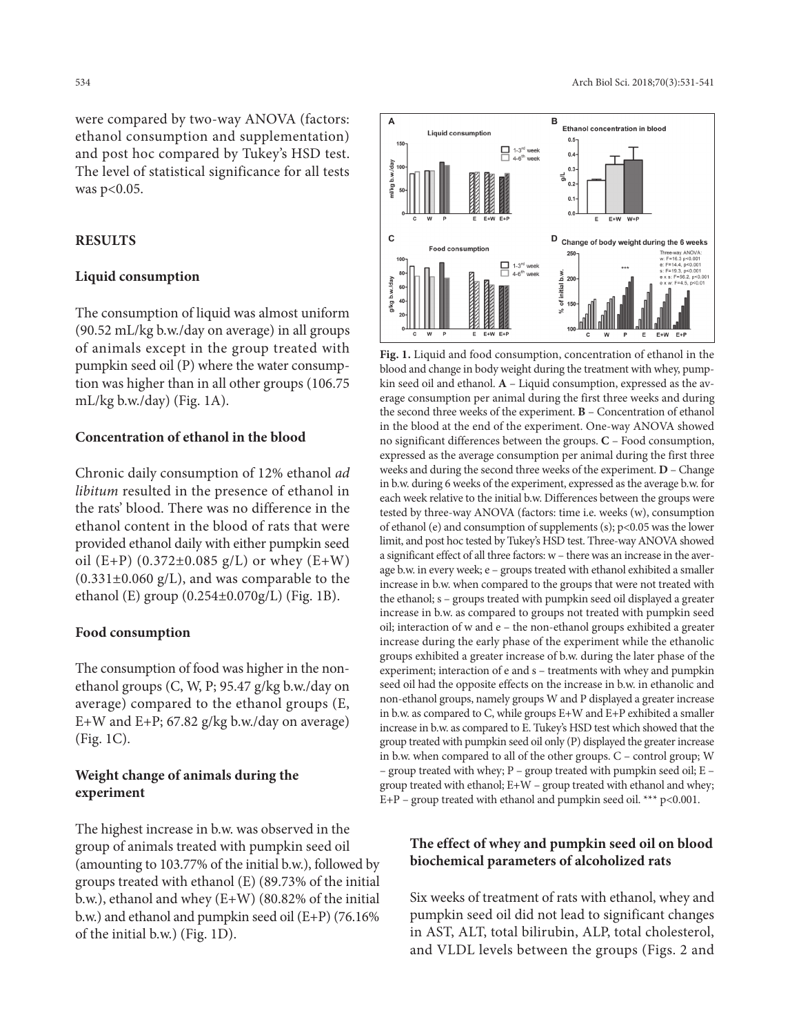were compared by two-way ANOVA (factors: ethanol consumption and supplementation) and post hoc compared by Tukey's HSD test. The level of statistical significance for all tests was $p<0.05$.

## RESULTS

### Liquid consumption

The consumption of liquid was almost uniform (90.52 mL/kg b.w./day on average) in all groups of animals except in the group treated with pumpkin seed oil (P) where the water consumption was higher than in all other groups (106.75 mL/kg b.w./day) (Fig. 1A).

### Concentration of ethanol in the blood

Chronic daily consumption of 12% ethanol *ad libitum* resulted in the presence of ethanol in the rats' blood. There was no difference in the ethanol content in the blood of rats that were provided ethanol daily with either pumpkin seed oil (E+P) (0.372±0.085 g/L) or whey (E+W) (0.331±0.060 g/L), and was comparable to the ethanol (E) group (0.254±0.070g/L) (Fig. 1B).

### Food consumption

The consumption of food was higher in the non-ethanol groups (C, W, P; 95.47 g/kg b.w./day on average) compared to the ethanol groups (E, E+W and E+P; 67.82 g/kg b.w./day on average) (Fig. 1C).

### Weight change of animals during the experiment

The highest increase in b.w. was observed in the group of animals treated with pumpkin seed oil (amounting to 103.77% of the initial b.w.), followed by groups treated with ethanol (E) (89.73% of the initial b.w.), ethanol and whey (E+W) (80.82% of the initial b.w.) and ethanol and pumpkin seed oil (E+P) (76.16% of the initial b.w.) (Fig. 1D).

**Fig. 1.** Liquid and food consumption, concentration of ethanol in the blood and change in body weight during the treatment with whey, pumpkin seed oil and ethanol. **A** – Liquid consumption, expressed as the average consumption per animal during the first three weeks and during the second three weeks of the experiment. **B** – Concentration of ethanol in the blood at the end of the experiment. One-way ANOVA showed no significant differences between the groups. **C** – Food consumption, expressed as the average consumption per animal during the first three weeks and during the second three weeks of the experiment. **D** – Change in b.w. during 6 weeks of the experiment, expressed as the average b.w. for each week relative to the initial b.w. Differences between the groups were tested by three-way ANOVA (factors: time i.e. weeks (w), consumption of ethanol (e) and consumption of supplements (s); $p<0.05$ was the lower limit, and post hoc tested by Tukey's HSD test. Three-way ANOVA showed a significant effect of all three factors: w – there was an increase in the average b.w. in every week; e – groups treated with ethanol exhibited a smaller increase in b.w. when compared to the groups that were not treated with the ethanol; s – groups treated with pumpkin seed oil displayed a greater increase in b.w. as compared to groups not treated with pumpkin seed oil; interaction of w and e – the non-ethanol groups exhibited a greater increase during the early phase of the experiment while the ethanolic groups exhibited a greater increase of b.w. during the later phase of the experiment; interaction of e and s – treatments with whey and pumpkin seed oil had the opposite effects on the increase in b.w. in ethanolic and non-ethanol groups, namely groups W and P displayed a greater increase in b.w. as compared to C, while groups E+W and E+P exhibited a smaller increase in b.w. as compared to E. Tukey's HSD test which showed that the group treated with pumpkin seed oil only (P) displayed the greater increase in b.w. when compared to all of the other groups. C – control group; W – group treated with whey; P – group treated with pumpkin seed oil; E – group treated with ethanol; E+W – group treated with ethanol and whey; E+P – group treated with ethanol and pumpkin seed oil. *** $p<0.001$.

### The effect of whey and pumpkin seed oil on blood biochemical parameters of alcoholized rats

Six weeks of treatment of rats with ethanol, whey and pumpkin seed oil did not lead to significant changes in AST, ALT, total bilirubin, ALP, total cholesterol, and VLDL levels between the groups (Figs. 2 and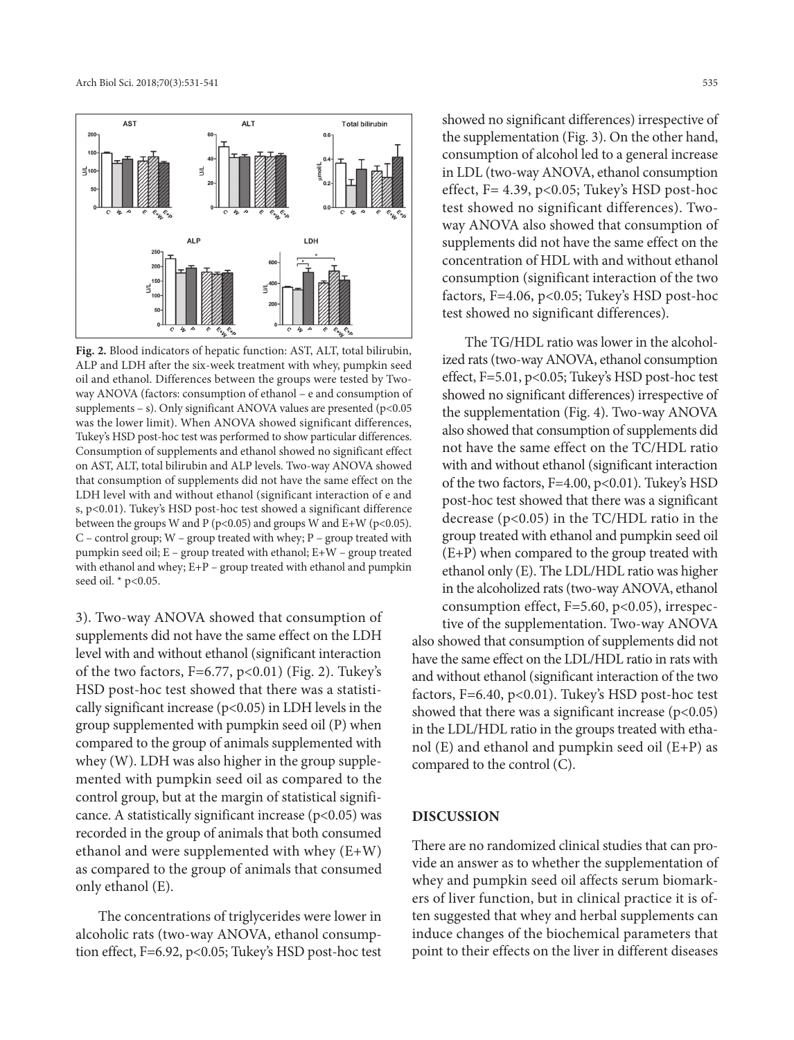**Fig. 2.** Blood indicators of hepatic function: AST, ALT, total bilirubin, ALP and LDH after the six-week treatment with whey, pumpkin seed oil and ethanol. Differences between the groups were tested by Two-way ANOVA (factors: consumption of ethanol – e and consumption of supplements – s). Only significant ANOVA values are presented ($p<0.05$ was the lower limit). When ANOVA showed significant differences, Tukey's HSD post-hoc test was performed to show particular differences. Consumption of supplements and ethanol showed no significant effect on AST, ALT, total bilirubin and ALP levels. Two-way ANOVA showed that consumption of supplements did not have the same effect on the LDH level with and without ethanol (significant interaction of e and s, $p<0.01$). Tukey's HSD post-hoc test showed a significant difference between the groups W and P ($p<0.05$) and groups W and E+W ($p<0.05$). C – control group; W – group treated with whey; P – group treated with pumpkin seed oil; E – group treated with ethanol; E+W – group treated with ethanol and whey; E+P – group treated with ethanol and pumpkin seed oil. * $p<0.05$.

3). Two-way ANOVA showed that consumption of supplements did not have the same effect on the LDH level with and without ethanol (significant interaction of the two factors, $F=6.77$, $p<0.01$) (Fig. 2). Tukey's HSD post-hoc test showed that there was a statistically significant increase ($p<0.05$) in LDH levels in the group supplemented with pumpkin seed oil (P) when compared to the group of animals supplemented with whey (W). LDH was also higher in the group supplemented with pumpkin seed oil as compared to the control group, but at the margin of statistical significance. A statistically significant increase ($p<0.05$) was recorded in the group of animals that both consumed ethanol and were supplemented with whey (E+W) as compared to the group of animals that consumed only ethanol (E).

The concentrations of triglycerides were lower in alcoholic rats (two-way ANOVA, ethanol consumption effect, $F=6.92$, $p<0.05$; Tukey's HSD post-hoc test showed no significant differences) irrespective of the supplementation (Fig. 3). On the other hand, consumption of alcohol led to a general increase in LDL (two-way ANOVA, ethanol consumption effect, $F= 4.39$, $p<0.05$; Tukey's HSD post-hoc test showed no significant differences). Two-way ANOVA also showed that consumption of supplements did not have the same effect on the concentration of HDL with and without ethanol consumption (significant interaction of the two factors, $F=4.06$, $p<0.05$; Tukey's HSD post-hoc test showed no significant differences).

The TG/HDL ratio was lower in the alcoholized rats (two-way ANOVA, ethanol consumption effect, $F=5.01$, $p<0.05$; Tukey's HSD post-hoc test showed no significant differences) irrespective of the supplementation (Fig. 4). Two-way ANOVA also showed that consumption of supplements did not have the same effect on the TC/HDL ratio with and without ethanol (significant interaction of the two factors, $F=4.00$, $p<0.01$). Tukey's HSD post-hoc test showed that there was a significant decrease ($p<0.05$) in the TC/HDL ratio in the group treated with ethanol and pumpkin seed oil (E+P) when compared to the group treated with ethanol only (E). The LDL/HDL ratio was higher in the alcoholized rats (two-way ANOVA, ethanol consumption effect, $F=5.60$, $p<0.05$), irrespective of the supplementation. Two-way ANOVA also showed that consumption of supplements did not have the same effect on the LDL/HDL ratio in rats with and without ethanol (significant interaction of the two factors, $F=6.40$, $p<0.01$). Tukey's HSD post-hoc test showed that there was a significant increase ($p<0.05$) in the LDL/HDL ratio in the groups treated with ethanol (E) and ethanol and pumpkin seed oil (E+P) as compared to the control (C).

## DISCUSSION

There are no randomized clinical studies that can provide an answer as to whether the supplementation of whey and pumpkin seed oil affects serum biomarkers of liver function, but in clinical practice it is often suggested that whey and herbal supplements can induce changes of the biochemical parameters that point to their effects on the liver in different diseases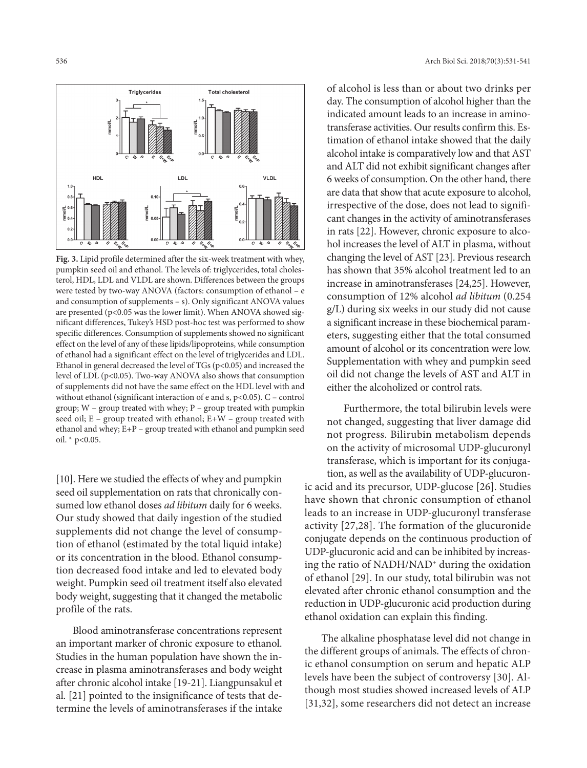**Fig. 3.** Lipid profile determined after the six-week treatment with whey, pumpkin seed oil and ethanol. The levels of: triglycerides, total cholesterol, HDL, LDL and VLDL are shown. Differences between the groups were tested by two-way ANOVA (factors: consumption of ethanol – e and consumption of supplements – s). Only significant ANOVA values are presented ($p<0.05$ was the lower limit). When ANOVA showed significant differences, Tukey's HSD post-hoc test was performed to show specific differences. Consumption of supplements showed no significant effect on the level of any of these lipids/lipoproteins, while consumption of ethanol had a significant effect on the level of triglycerides and LDL. Ethanol in general decreased the level of TGs ($p<0.05$) and increased the level of LDL ($p<0.05$). Two-way ANOVA also shows that consumption of supplements did not have the same effect on the HDL level with and without ethanol (significant interaction of e and s, $p<0.05$). C – control group; W – group treated with whey; P – group treated with pumpkin seed oil; E – group treated with ethanol; E+W – group treated with ethanol and whey; E+P – group treated with ethanol and pumpkin seed oil. * $p<0.05$.

[10]. Here we studied the effects of whey and pumpkin seed oil supplementation on rats that chronically consumed low ethanol doses *ad libitum* daily for 6 weeks. Our study showed that daily ingestion of the studied supplements did not change the level of consumption of ethanol (estimated by the total liquid intake) or its concentration in the blood. Ethanol consumption decreased food intake and led to elevated body weight. Pumpkin seed oil treatment itself also elevated body weight, suggesting that it changed the metabolic profile of the rats.

Blood aminotransferase concentrations represent an important marker of chronic exposure to ethanol. Studies in the human population have shown the increase in plasma aminotransferases and body weight after chronic alcohol intake [19-21]. Liangpunsakul et al. [21] pointed to the insignificance of tests that determine the levels of aminotransferases if the intake of alcohol is less than or about two drinks per day. The consumption of alcohol higher than the indicated amount leads to an increase in aminotransferase activities. Our results confirm this. Estimation of ethanol intake showed that the daily alcohol intake is comparatively low and that AST and ALT did not exhibit significant changes after 6 weeks of consumption. On the other hand, there are data that show that acute exposure to alcohol, irrespective of the dose, does not lead to significant changes in the activity of aminotransferases in rats [22]. However, chronic exposure to alcohol increases the level of ALT in plasma, without changing the level of AST [23]. Previous research has shown that 35% alcohol treatment led to an increase in aminotransferases [24,25]. However, consumption of 12% alcohol *ad libitum* (0.254 g/L) during six weeks in our study did not cause a significant increase in these biochemical parameters, suggesting either that the total consumed amount of alcohol or its concentration were low. Supplementation with whey and pumpkin seed oil did not change the levels of AST and ALT in either the alcoholized or control rats.

Furthermore, the total bilirubin levels were not changed, suggesting that liver damage did not progress. Bilirubin metabolism depends on the activity of microsomal UDP-glucuronyl transferase, which is important for its conjugation, as well as the availability of UDP-glucuronic acid and its precursor, UDP-glucose [26]. Studies have shown that chronic consumption of ethanol leads to an increase in UDP-glucuronyl transferase activity [27,28]. The formation of the glucuronide conjugate depends on the continuous production of UDP-glucuronic acid and can be inhibited by increasing the ratio of $NADH/NAD^+$ during the oxidation of ethanol [29]. In our study, total bilirubin was not elevated after chronic ethanol consumption and the reduction in UDP-glucuronic acid production during ethanol oxidation can explain this finding.

The alkaline phosphatase level did not change in the different groups of animals. The effects of chronic ethanol consumption on serum and hepatic ALP levels have been the subject of controversy [30]. Although most studies showed increased levels of ALP [31,32], some researchers did not detect an increase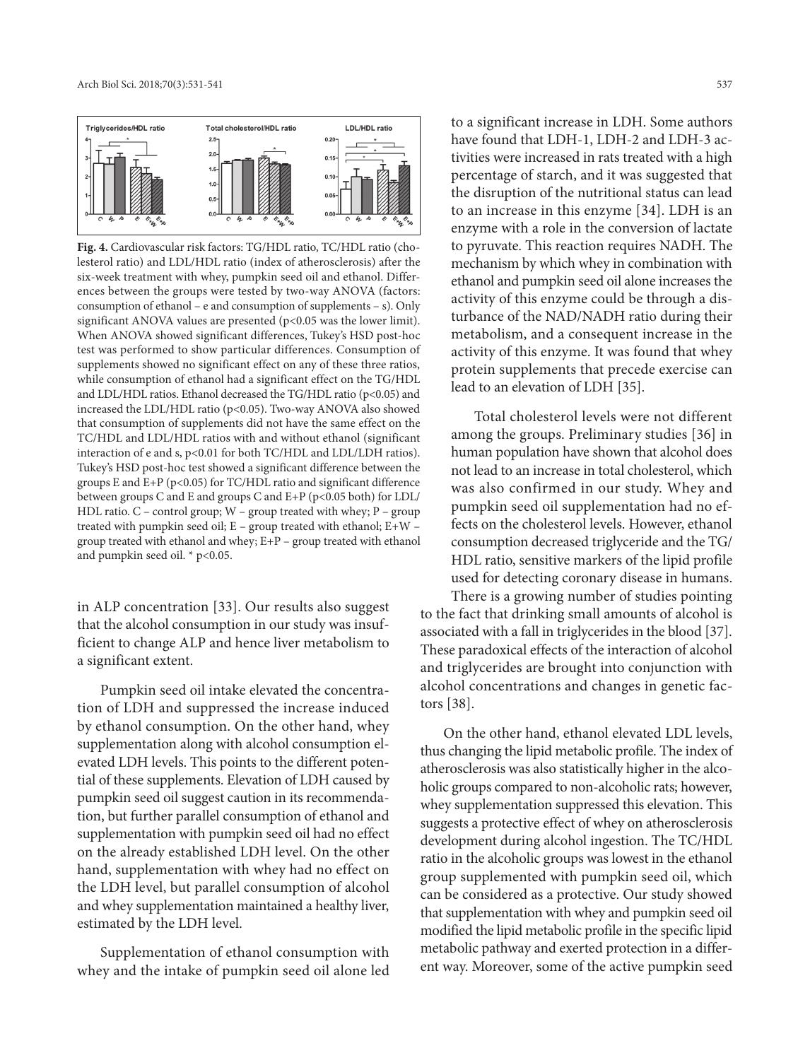**Fig. 4.** Cardiovascular risk factors: TG/HDL ratio, TC/HDL ratio (cholesterol ratio) and LDL/HDL ratio (index of atherosclerosis) after the six-week treatment with whey, pumpkin seed oil and ethanol. Differences between the groups were tested by two-way ANOVA (factors: consumption of ethanol – e and consumption of supplements – s). Only significant ANOVA values are presented ($p<0.05$ was the lower limit). When ANOVA showed significant differences, Tukey's HSD post-hoc test was performed to show particular differences. Consumption of supplements showed no significant effect on any of these three ratios, while consumption of ethanol had a significant effect on the TG/HDL and LDL/HDL ratios. Ethanol decreased the TG/HDL ratio ($p<0.05$) and increased the LDL/HDL ratio ($p<0.05$). Two-way ANOVA also showed that consumption of supplements did not have the same effect on the TC/HDL and LDL/HDL ratios with and without ethanol (significant interaction of e and s, $p<0.01$ for both TC/HDL and LDL/LDH ratios). Tukey's HSD post-hoc test showed a significant difference between the groups E and E+P ($p<0.05$) for TC/HDL ratio and significant difference between groups C and E and groups C and E+P ($p<0.05$ both) for LDL/HDL ratio. C – control group; W – group treated with whey; P – group treated with pumpkin seed oil; E – group treated with ethanol; E+W – group treated with ethanol and whey; E+P – group treated with ethanol and pumpkin seed oil. * $p<0.05$.

in ALP concentration [33]. Our results also suggest that the alcohol consumption in our study was insufficient to change ALP and hence liver metabolism to a significant extent.

Pumpkin seed oil intake elevated the concentration of LDH and suppressed the increase induced by ethanol consumption. On the other hand, whey supplementation along with alcohol consumption elevated LDH levels. This points to the different potential of these supplements. Elevation of LDH caused by pumpkin seed oil suggest caution in its recommendation, but further parallel consumption of ethanol and supplementation with pumpkin seed oil had no effect on the already established LDH level. On the other hand, supplementation with whey had no effect on the LDH level, but parallel consumption of alcohol and whey supplementation maintained a healthy liver, estimated by the LDH level.

Supplementation of ethanol consumption with whey and the intake of pumpkin seed oil alone led to a significant increase in LDH. Some authors have found that LDH-1, LDH-2 and LDH-3 activities were increased in rats treated with a high percentage of starch, and it was suggested that the disruption of the nutritional status can lead to an increase in this enzyme [34]. LDH is an enzyme with a role in the conversion of lactate to pyruvate. This reaction requires NADH. The mechanism by which whey in combination with ethanol and pumpkin seed oil alone increases the activity of this enzyme could be through a disturbance of the NAD/NADH ratio during their metabolism, and a consequent increase in the activity of this enzyme. It was found that whey protein supplements that precede exercise can lead to an elevation of LDH [35].

Total cholesterol levels were not different among the groups. Preliminary studies [36] in human population have shown that alcohol does not lead to an increase in total cholesterol, which was also confirmed in our study. Whey and pumpkin seed oil supplementation had no effects on the cholesterol levels. However, ethanol consumption decreased triglyceride and the TG/HDL ratio, sensitive markers of the lipid profile used for detecting coronary disease in humans.

There is a growing number of studies pointing to the fact that drinking small amounts of alcohol is associated with a fall in triglycerides in the blood [37]. These paradoxical effects of the interaction of alcohol and triglycerides are brought into conjunction with alcohol concentrations and changes in genetic factors [38].

On the other hand, ethanol elevated LDL levels, thus changing the lipid metabolic profile. The index of atherosclerosis was also statistically higher in the alcoholic groups compared to non-alcoholic rats; however, whey supplementation suppressed this elevation. This suggests a protective effect of whey on atherosclerosis development during alcohol ingestion. The TC/HDL ratio in the alcoholic groups was lowest in the ethanol group supplemented with pumpkin seed oil, which can be considered as a protective. Our study showed that supplementation with whey and pumpkin seed oil modified the lipid metabolic profile in the specific lipid metabolic pathway and exerted protection in a different way. Moreover, some of the active pumpkin seed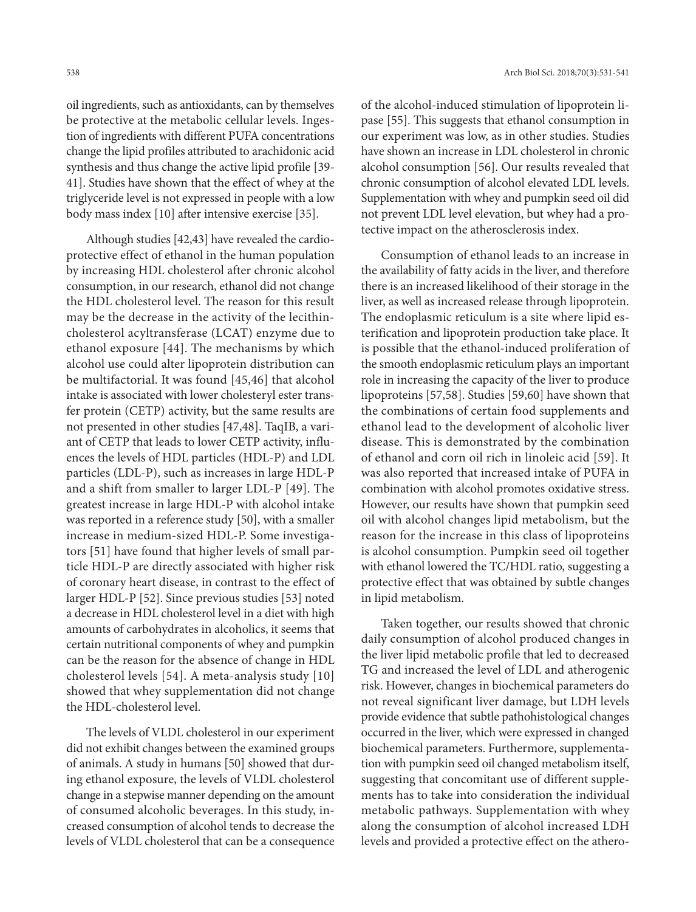oil ingredients, such as antioxidants, can by themselves be protective at the metabolic cellular levels. Ingestion of ingredients with different PUFA concentrations change the lipid profiles attributed to arachidonic acid synthesis and thus change the active lipid profile [39-41]. Studies have shown that the effect of whey at the triglyceride level is not expressed in people with a low body mass index [10] after intensive exercise [35].

Although studies [42,43] have revealed the cardioprotective effect of ethanol in the human population by increasing HDL cholesterol after chronic alcohol consumption, in our research, ethanol did not change the HDL cholesterol level. The reason for this result may be the decrease in the activity of the lecithin-cholesterol acyltransferase (LCAT) enzyme due to ethanol exposure [44]. The mechanisms by which alcohol use could alter lipoprotein distribution can be multifactorial. It was found [45,46] that alcohol intake is associated with lower cholesteryl ester transfer protein (CETP) activity, but the same results are not presented in other studies [47,48]. TaqIB, a variant of CETP that leads to lower CETP activity, influences the levels of HDL particles (HDL-P) and LDL particles (LDL-P), such as increases in large HDL-P and a shift from smaller to larger LDL-P [49]. The greatest increase in large HDL-P with alcohol intake was reported in a reference study [50], with a smaller increase in medium-sized HDL-P. Some investigators [51] have found that higher levels of small particle HDL-P are directly associated with higher risk of coronary heart disease, in contrast to the effect of larger HDL-P [52]. Since previous studies [53] noted a decrease in HDL cholesterol level in a diet with high amounts of carbohydrates in alcoholics, it seems that certain nutritional components of whey and pumpkin can be the reason for the absence of change in HDL cholesterol levels [54]. A meta-analysis study [10] showed that whey supplementation did not change the HDL-cholesterol level.

The levels of VLDL cholesterol in our experiment did not exhibit changes between the examined groups of animals. A study in humans [50] showed that during ethanol exposure, the levels of VLDL cholesterol change in a stepwise manner depending on the amount of consumed alcoholic beverages. In this study, increased consumption of alcohol tends to decrease the levels of VLDL cholesterol that can be a consequence of the alcohol-induced stimulation of lipoprotein lipase [55]. This suggests that ethanol consumption in our experiment was low, as in other studies. Studies have shown an increase in LDL cholesterol in chronic alcohol consumption [56]. Our results revealed that chronic consumption of alcohol elevated LDL levels. Supplementation with whey and pumpkin seed oil did not prevent LDL level elevation, but whey had a protective impact on the atherosclerosis index.

Consumption of ethanol leads to an increase in the availability of fatty acids in the liver, and therefore there is an increased likelihood of their storage in the liver, as well as increased release through lipoprotein. The endoplasmic reticulum is a site where lipid esterification and lipoprotein production take place. It is possible that the ethanol-induced proliferation of the smooth endoplasmic reticulum plays an important role in increasing the capacity of the liver to produce lipoproteins [57,58]. Studies [59,60] have shown that the combinations of certain food supplements and ethanol lead to the development of alcoholic liver disease. This is demonstrated by the combination of ethanol and corn oil rich in linoleic acid [59]. It was also reported that increased intake of PUFA in combination with alcohol promotes oxidative stress. However, our results have shown that pumpkin seed oil with alcohol changes lipid metabolism, but the reason for the increase in this class of lipoproteins is alcohol consumption. Pumpkin seed oil together with ethanol lowered the TC/HDL ratio, suggesting a protective effect that was obtained by subtle changes in lipid metabolism.

Taken together, our results showed that chronic daily consumption of alcohol produced changes in the liver lipid metabolic profile that led to decreased TG and increased the level of LDL and atherogenic risk. However, changes in biochemical parameters do not reveal significant liver damage, but LDH levels provide evidence that subtle pathohistological changes occurred in the liver, which were expressed in changed biochemical parameters. Furthermore, supplementation with pumpkin seed oil changed metabolism itself, suggesting that concomitant use of different supplements has to take into consideration the individual metabolic pathways. Supplementation with whey along the consumption of alcohol increased LDH levels and provided a protective effect on the athero-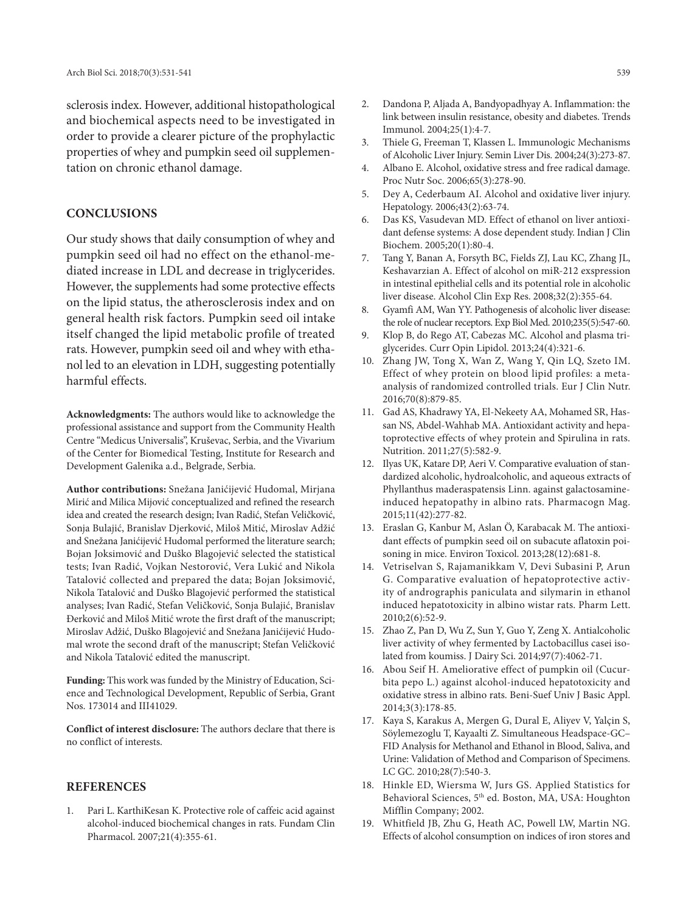sclerosis index. However, additional histopathological and biochemical aspects need to be investigated in order to provide a clearer picture of the prophylactic properties of whey and pumpkin seed oil supplementation on chronic ethanol damage.

## CONCLUSIONS

Our study shows that daily consumption of whey and pumpkin seed oil had no effect on the ethanol-mediated increase in LDL and decrease in triglycerides. However, the supplements had some protective effects on the lipid status, the atherosclerosis index and on general health risk factors. Pumpkin seed oil intake itself changed the lipid metabolic profile of treated rats. However, pumpkin seed oil and whey with ethanol led to an elevation in LDH, suggesting potentially harmful effects.

**Acknowledgments:** The authors would like to acknowledge the professional assistance and support from the Community Health Centre "Medicus Universalis", Kruševac, Serbia, and the Vivarium of the Center for Biomedical Testing, Institute for Research and Development Galenika a.d., Belgrade, Serbia.

**Author contributions:** Snežana Janićijević Hudomal, Mirjana Mirić and Milica Mijović conceptualized and refined the research idea and created the research design; Ivan Radić, Stefan Veličković, Sonja Bulajić, Branislav Djerković, Miloš Mitić, Miroslav Adžić and Snežana Janićijević Hudomal performed the literature search; Bojan Joksimović and Duško Blagojević selected the statistical tests; Ivan Radić, Vojkan Nestorović, Vera Lukić and Nikola Tatalović collected and prepared the data; Bojan Joksimović, Nikola Tatalović and Duško Blagojević performed the statistical analyses; Ivan Radić, Stefan Veličković, Sonja Bulajić, Branislav Đerković and Miloš Mitić wrote the first draft of the manuscript; Miroslav Adžić, Duško Blagojević and Snežana Janićijević Hudomal wrote the second draft of the manuscript; Stefan Veličković and Nikola Tatalović edited the manuscript.

**Funding:** This work was funded by the Ministry of Education, Science and Technological Development, Republic of Serbia, Grant Nos. 173014 and III41029.

**Conflict of interest disclosure:** The authors declare that there is no conflict of interests.

## REFERENCES

1. Pari L. KarthiKesan K. Protective role of caffeic acid against alcohol-induced biochemical changes in rats. Fundam Clin Pharmacol. 2007;21(4):355-61.
2. Dandona P, Aljada A, Bandyopadhyay A. Inflammation: the link between insulin resistance, obesity and diabetes. Trends Immunol. 2004;25(1):4-7.
3. Thiele G, Freeman T, Klassen L. Immunologic Mechanisms of Alcoholic Liver Injury. Semin Liver Dis. 2004;24(3):273-87.
4. Albano E. Alcohol, oxidative stress and free radical damage. Proc Nutr Soc. 2006;65(3):278-90.
5. Dey A, Cederbaum AI. Alcohol and oxidative liver injury. Hepatology. 2006;43(2):63-74.
6. Das KS, Vasudevan MD. Effect of ethanol on liver antioxidant defense systems: A dose dependent study. Indian J Clin Biochem. 2005;20(1):80-4.
7. Tang Y, Banan A, Forsyth BC, Fields ZJ, Lau KC, Zhang JL, Keshavarzian A. Effect of alcohol on miR-212 exspression in intestinal epithelial cells and its potential role in alcoholic liver disease. Alcohol Clin Exp Res. 2008;32(2):355-64.
8. Gyamfi AM, Wan YY. Pathogenesis of alcoholic liver disease: the role of nuclear receptors. Exp Biol Med. 2010;235(5):547-60.
9. Klop B, do Rego AT, Cabezas MC. Alcohol and plasma triglycerides. Curr Opin Lipidol. 2013;24(4):321-6.
10. Zhang JW, Tong X, Wan Z, Wang Y, Qin LQ, Szeto IM. Effect of whey protein on blood lipid profiles: a meta-analysis of randomized controlled trials. Eur J Clin Nutr. 2016;70(8):879-85.
11. Gad AS, Khadrawy YA, El-Nekeety AA, Mohamed SR, Hassan NS, Abdel-Wahhab MA. Antioxidant activity and hepatoprotective effects of whey protein and Spirulina in rats. Nutrition. 2011;27(5):582-9.
12. Ilyas UK, Katare DP, Aeri V. Comparative evaluation of standardized alcoholic, hydroalcoholic, and aqueous extracts of Phyllanthus maderaspatensis Linn. against galactosamine-induced hepatopathy in albino rats. Pharmacogn Mag. 2015;11(42):277-82.
13. Eraslan G, Kanbur M, Aslan Ö, Karabacak M. The antioxidant effects of pumpkin seed oil on subacute aflatoxin poisoning in mice. Environ Toxicol. 2013;28(12):681-8.
14. Vetriselvan S, Rajamanikkam V, Devi Subasini P, Arun G. Comparative evaluation of hepatoprotective activity of andrographis paniculata and silymarin in ethanol induced hepatotoxicity in albino wistar rats. Pharm Lett. 2010;2(6):52-9.
15. Zhao Z, Pan D, Wu Z, Sun Y, Guo Y, Zeng X. Antialcoholic liver activity of whey fermented by Lactobacillus casei isolated from koumiss. J Dairy Sci. 2014;97(7):4062-71.
16. Abou Seif H. Ameliorative effect of pumpkin oil (Cucurbita pepo L.) against alcohol-induced hepatotoxicity and oxidative stress in albino rats. Beni-Suef Univ J Basic Appl. 2014;3(3):178-85.
17. Kaya S, Karakus A, Mergen G, Dural E, Aliyev V, Yalçin S, Söylemezoglu T, Kayaalti Z. Simultaneous Headspace-GC–FID Analysis for Methanol and Ethanol in Blood, Saliva, and Urine: Validation of Method and Comparison of Specimens. LC GC. 2010;28(7):540-3.
18. Hinkle ED, Wiersma W, Jurs GS. Applied Statistics for Behavioral Sciences, 5th ed. Boston, MA, USA: Houghton Mifflin Company; 2002.
19. Whitfield JB, Zhu G, Heath AC, Powell LW, Martin NG. Effects of alcohol consumption on indices of iron stores and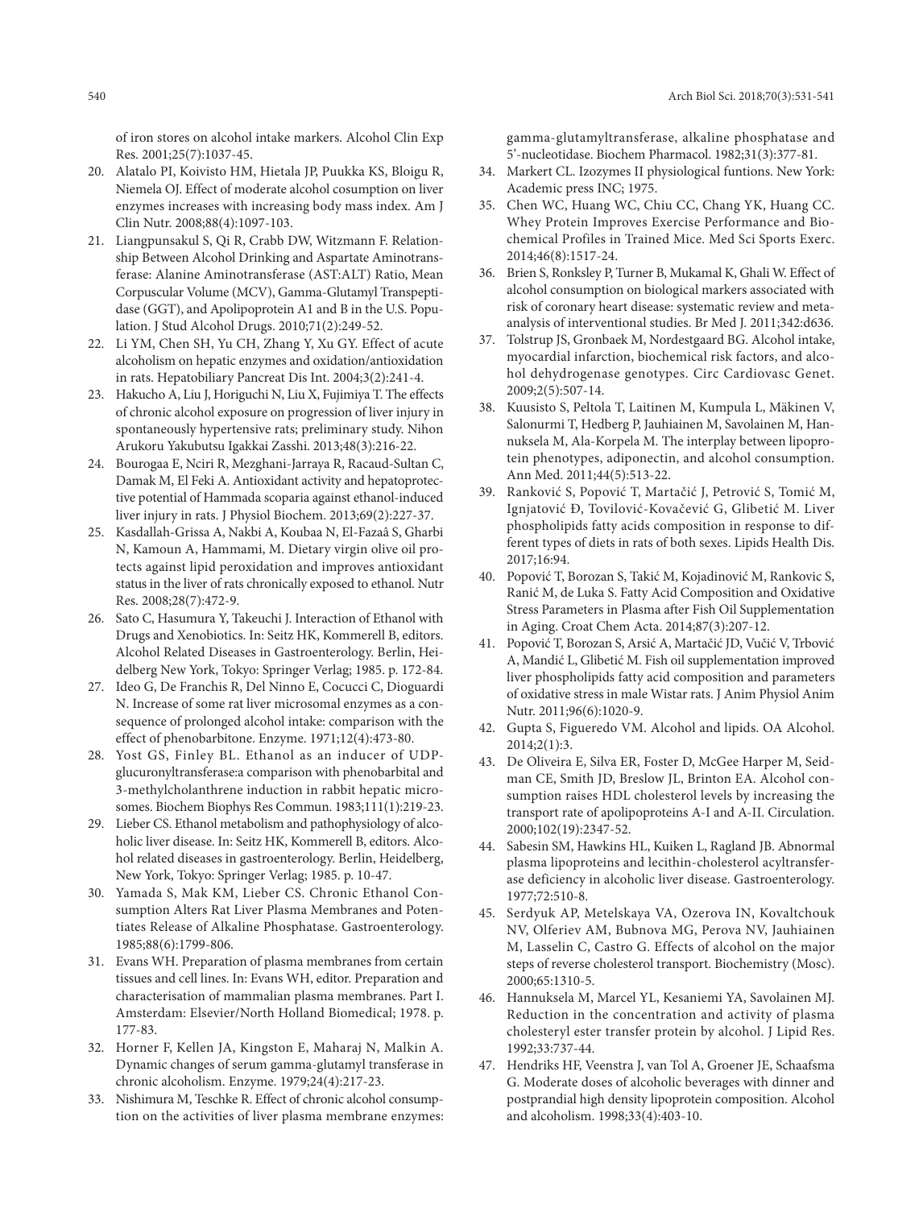of iron stores on alcohol intake markers. Alcohol Clin Exp Res. 2001;25(7):1037-45.

20. Alatalo PI, Koivisto HM, Hietala JP, Puukka KS, Bloigu R, Niemela OJ. Effect of moderate alcohol cosumption on liver enzymes increases with increasing body mass index. Am J Clin Nutr. 2008;88(4):1097-103.
21. Liangpunsakul S, Qi R, Crabb DW, Witzmann F. Relationship Between Alcohol Drinking and Aspartate Aminotransferase: Alanine Aminotransferase (AST:ALT) Ratio, Mean Corpuscular Volume (MCV), Gamma-Glutamyl Transpeptidase (GGT), and Apolipoprotein A1 and B in the U.S. Population. J Stud Alcohol Drugs. 2010;71(2):249-52.
22. Li YM, Chen SH, Yu CH, Zhang Y, Xu GY. Effect of acute alcoholism on hepatic enzymes and oxidation/antioxidation in rats. Hepatobiliary Pancreat Dis Int. 2004;3(2):241-4.
23. Hakucho A, Liu J, Horiguchi N, Liu X, Fujimiya T. The effects of chronic alcohol exposure on progression of liver injury in spontaneously hypertensive rats; preliminary study. Nihon Arukoru Yakubutsu Igakkai Zasshi. 2013;48(3):216-22.
24. Bourogaa E, Nciri R, Mezghani-Jarraya R, Racaud-Sultan C, Damak M, El Feki A. Antioxidant activity and hepatoprotective potential of Hammada scoparia against ethanol-induced liver injury in rats. J Physiol Biochem. 2013;69(2):227-37.
25. Kasdallah-Grissa A, Nakbi A, Koubaa N, El-Fazaâ S, Gharbi N, Kamoun A, Hammami, M. Dietary virgin olive oil protects against lipid peroxidation and improves antioxidant status in the liver of rats chronically exposed to ethanol. Nutr Res. 2008;28(7):472-9.
26. Sato C, Hasumura Y, Takeuchi J. Interaction of Ethanol with Drugs and Xenobiotics. In: Seitz HK, Kommerell B, editors. Alcohol Related Diseases in Gastroenterology. Berlin, Heidelberg New York, Tokyo: Springer Verlag; 1985. p. 172-84.
27. Ideo G, De Franchis R, Del Ninno E, Cocucci C, Dioguardi N. Increase of some rat liver microsomal enzymes as a consequence of prolonged alcohol intake: comparison with the effect of phenobarbitone. Enzyme. 1971;12(4):473-80.
28. Yost GS, Finley BL. Ethanol as an inducer of UDP-glucuronyltransferase:a comparison with phenobarbital and 3-methylcholanthrene induction in rabbit hepatic microsomes. Biochem Biophys Res Commun. 1983;111(1):219-23.
29. Lieber CS. Ethanol metabolism and pathophysiology of alcoholic liver disease. In: Seitz HK, Kommerell B, editors. Alcohol related diseases in gastroenterology. Berlin, Heidelberg, New York, Tokyo: Springer Verlag; 1985. p. 10-47.
30. Yamada S, Mak KM, Lieber CS. Chronic Ethanol Consumption Alters Rat Liver Plasma Membranes and Potentiates Release of Alkaline Phosphatase. Gastroenterology. 1985;88(6):1799-806.
31. Evans WH. Preparation of plasma membranes from certain tissues and cell lines. In: Evans WH, editor. Preparation and characterisation of mammalian plasma membranes. Part I. Amsterdam: Elsevier/North Holland Biomedical; 1978. p. 177-83.
32. Horner F, Kellen JA, Kingston E, Maharaj N, Malkin A. Dynamic changes of serum gamma-glutamyl transferase in chronic alcoholism. Enzyme. 1979;24(4):217-23.
33. Nishimura M, Teschke R. Effect of chronic alcohol consumption on the activities of liver plasma membrane enzymes: gamma-glutamyltransferase, alkaline phosphatase and 5'-nucleotidase. Biochem Pharmacol. 1982;31(3):377-81.
34. Markert CL. Izozymes II physiological funtions. New York: Academic press INC; 1975.
35. Chen WC, Huang WC, Chiu CC, Chang YK, Huang CC. Whey Protein Improves Exercise Performance and Biochemical Profiles in Trained Mice. Med Sci Sports Exerc. 2014;46(8):1517-24.
36. Brien S, Ronksley P, Turner B, Mukamal K, Ghali W. Effect of alcohol consumption on biological markers associated with risk of coronary heart disease: systematic review and meta-analysis of interventional studies. Br Med J. 2011;342:d636.
37. Tolstrup JS, Gronbaek M, Nordestgaard BG. Alcohol intake, myocardial infarction, biochemical risk factors, and alcohol dehydrogenase genotypes. Circ Cardiovasc Genet. 2009;2(5):507-14.
38. Kuusisto S, Peltola T, Laitinen M, Kumpula L, Mäkinen V, Salonurmi T, Hedberg P, Jauhiainen M, Savolainen M, Hannuksela M, Ala-Korpela M. The interplay between lipoprotein phenotypes, adiponectin, and alcohol consumption. Ann Med. 2011;44(5):513-22.
39. Ranković S, Popović T, Martačić J, Petrović S, Tomić M, Ignjatović Đ, Tovilović-Kovačević G, Glibetić M. Liver phospholipids fatty acids composition in response to different types of diets in rats of both sexes. Lipids Health Dis. 2017;16:94.
40. Popović T, Borozan S, Takić M, Kojadinović M, Rankovic S, Ranić M, de Luka S. Fatty Acid Composition and Oxidative Stress Parameters in Plasma after Fish Oil Supplementation in Aging. Croat Chem Acta. 2014;87(3):207-12.
41. Popović T, Borozan S, Arsić A, Martačić JD, Vučić V, Trbović A, Mandić L, Glibetić M. Fish oil supplementation improved liver phospholipids fatty acid composition and parameters of oxidative stress in male Wistar rats. J Anim Physiol Anim Nutr. 2011;96(6):1020-9.
42. Gupta S, Figueredo VM. Alcohol and lipids. OA Alcohol. 2014;2(1):3.
43. De Oliveira E, Silva ER, Foster D, McGee Harper M, Seidman CE, Smith JD, Breslow JL, Brinton EA. Alcohol consumption raises HDL cholesterol levels by increasing the transport rate of apolipoproteins A-I and A-II. Circulation. 2000;102(19):2347-52.
44. Sabesin SM, Hawkins HL, Kuiken L, Ragland JB. Abnormal plasma lipoproteins and lecithin-cholesterol acyltransferase deficiency in alcoholic liver disease. Gastroenterology. 1977;72:510-8.
45. Serdyuk AP, Metelskaya VA, Ozerova IN, Kovaltchouk NV, Olferiev AM, Bubnova MG, Perova NV, Jauhiainen M, Lasselin C, Castro G. Effects of alcohol on the major steps of reverse cholesterol transport. Biochemistry (Mosc). 2000;65:1310-5.
46. Hannuksela M, Marcel YL, Kesaniemi YA, Savolainen MJ. Reduction in the concentration and activity of plasma cholesteryl ester transfer protein by alcohol. J Lipid Res. 1992;33:737-44.
47. Hendriks HF, Veenstra J, van Tol A, Groener JE, Schaafsma G. Moderate doses of alcoholic beverages with dinner and postprandial high density lipoprotein composition. Alcohol and alcoholism. 1998;33(4):403-10.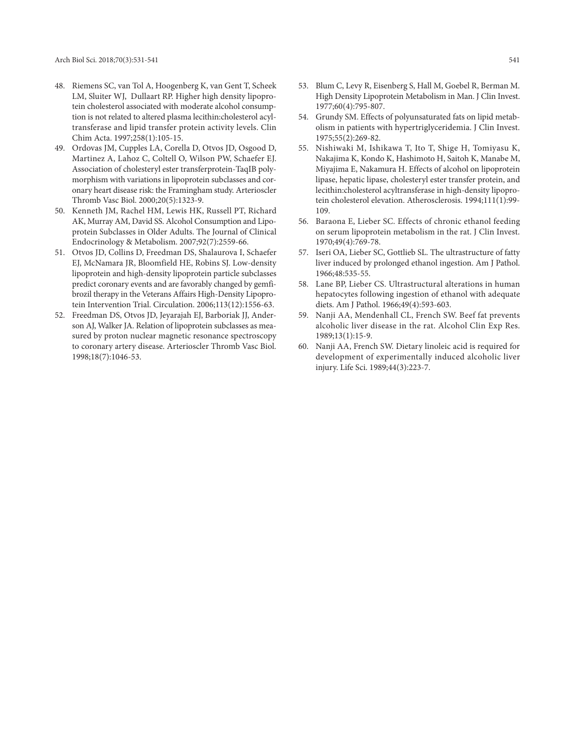48. Riemens SC, van Tol A, Hoogenberg K, van Gent T, Scheek LM, Sluiter WJ, Dullaart RP. Higher high density lipoprotein cholesterol associated with moderate alcohol consumption is not related to altered plasma lecithin:cholesterol acyltransferase and lipid transfer protein activity levels. Clin Chim Acta. 1997;258(1):105-15.
49. Ordovas JM, Cupples LA, Corella D, Otvos JD, Osgood D, Martinez A, Lahoz C, Coltell O, Wilson PW, Schaefer EJ. Association of cholesteryl ester transferprotein-TaqIB polymorphism with variations in lipoprotein subclasses and coronary heart disease risk: the Framingham study. Arterioscler Thromb Vasc Biol. 2000;20(5):1323-9.
50. Kenneth JM, Rachel HM, Lewis HK, Russell PT, Richard AK, Murray AM, David SS. Alcohol Consumption and Lipoprotein Subclasses in Older Adults. The Journal of Clinical Endocrinology & Metabolism. 2007;92(7):2559-66.
51. Otvos JD, Collins D, Freedman DS, Shalaurova I, Schaefer EJ, McNamara JR, Bloomfield HE, Robins SJ. Low-density lipoprotein and high-density lipoprotein particle subclasses predict coronary events and are favorably changed by gemfibrozil therapy in the Veterans Affairs High-Density Lipoprotein Intervention Trial. Circulation. 2006;113(12):1556-63.
52. Freedman DS, Otvos JD, Jeyarajah EJ, Barboriak JJ, Anderson AJ, Walker JA. Relation of lipoprotein subclasses as measured by proton nuclear magnetic resonance spectroscopy to coronary artery disease. Arterioscler Thromb Vasc Biol. 1998;18(7):1046-53.
53. Blum C, Levy R, Eisenberg S, Hall M, Goebel R, Berman M. High Density Lipoprotein Metabolism in Man. J Clin Invest. 1977;60(4):795-807.
54. Grundy SM. Effects of polyunsaturated fats on lipid metabolism in patients with hypertriglyceridemia. J Clin Invest. 1975;55(2):269-82.
55. Nishiwaki M, Ishikawa T, Ito T, Shige H, Tomiyasu K, Nakajima K, Kondo K, Hashimoto H, Saitoh K, Manabe M, Miyajima E, Nakamura H. Effects of alcohol on lipoprotein lipase, hepatic lipase, cholesteryl ester transfer protein, and lecithin:cholesterol acyltransferase in high-density lipoprotein cholesterol elevation. Atherosclerosis. 1994;111(1):99-109.
56. Baraona E, Lieber SC. Effects of chronic ethanol feeding on serum lipoprotein metabolism in the rat. J Clin Invest. 1970;49(4):769-78.
57. Iseri OA, Lieber SC, Gottlieb SL. The ultrastructure of fatty liver induced by prolonged ethanol ingestion. Am J Pathol. 1966;48:535-55.
58. Lane BP, Lieber CS. Ultrastructural alterations in human hepatocytes following ingestion of ethanol with adequate diets. Am J Pathol. 1966;49(4):593-603.
59. Nanji AA, Mendenhall CL, French SW. Beef fat prevents alcoholic liver disease in the rat. Alcohol Clin Exp Res. 1989;13(1):15-9.
60. Nanji AA, French SW. Dietary linoleic acid is required for development of experimentally induced alcoholic liver injury. Life Sci. 1989;44(3):223-7.